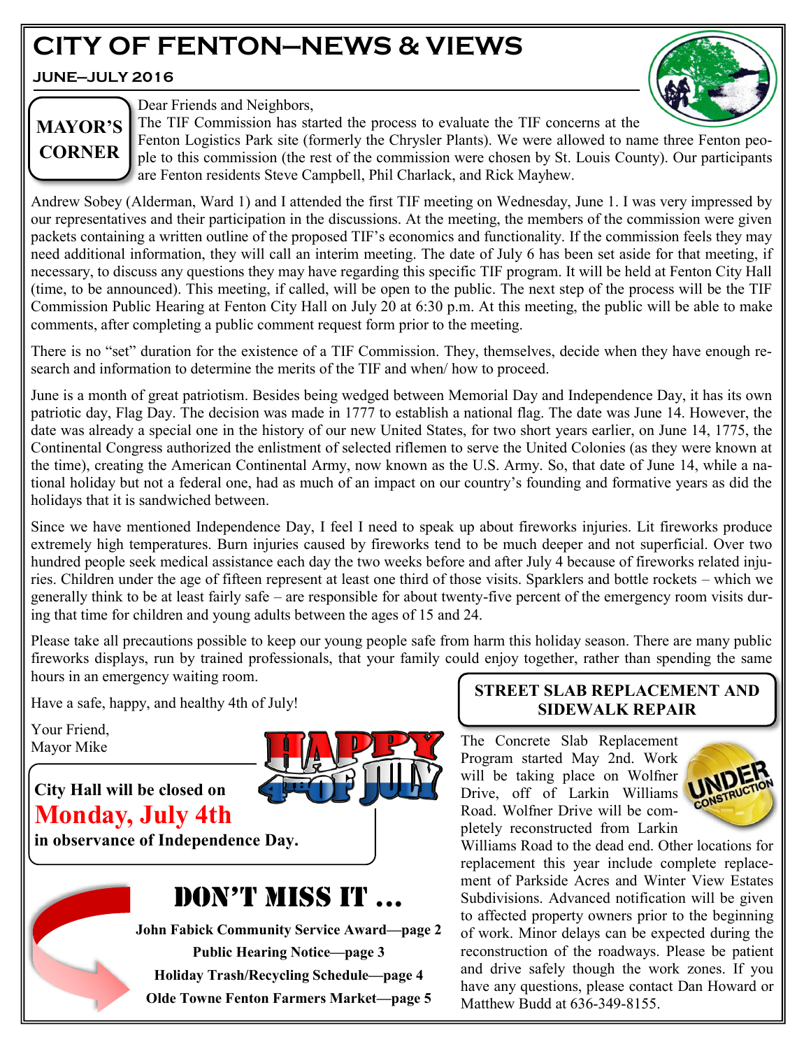# CITY OF FENTON—NEWS & VIEWS

**JUNE—JULY 2016**

## MAYOR'S CORNER

Dear Friends and Neighbors,

The TIF Commission has started the process to evaluate the TIF concerns at the Fenton Logistics Park site (formerly the Chrysler Plants). We were allowed to name three Fenton people to this commission (the rest of the commission were chosen by St. Louis County). Our participants are Fenton residents Steve Campbell, Phil Charlack, and Rick Mayhew.

Andrew Sobey (Alderman, Ward 1) and I attended the first TIF meeting on Wednesday, June 1. I was very impressed by our representatives and their participation in the discussions. At the meeting, the members of the commission were given packets containing a written outline of the proposed TIF's economics and functionality. If the commission feels they may need additional information, they will call an interim meeting. The date of July 6 has been set aside for that meeting, if necessary, to discuss any questions they may have regarding this specific TIF program. It will be held at Fenton City Hall (time, to be announced). This meeting, if called, will be open to the public. The next step of the process will be the TIF Commission Public Hearing at Fenton City Hall on July 20 at 6:30 p.m. At this meeting, the public will be able to make comments, after completing a public comment request form prior to the meeting.

There is no "set" duration for the existence of a TIF Commission. They, themselves, decide when they have enough research and information to determine the merits of the TIF and when/ how to proceed.

June is a month of great patriotism. Besides being wedged between Memorial Day and Independence Day, it has its own patriotic day, Flag Day. The decision was made in 1777 to establish a national flag. The date was June 14. However, the date was already a special one in the history of our new United States, for two short years earlier, on June 14, 1775, the Continental Congress authorized the enlistment of selected riflemen to serve the United Colonies (as they were known at the time), creating the American Continental Army, now known as the U.S. Army. So, that date of June 14, while a national holiday but not a federal one, had as much of an impact on our country's founding and formative years as did the holidays that it is sandwiched between.

Since we have mentioned Independence Day, I feel I need to speak up about fireworks injuries. Lit fireworks produce extremely high temperatures. Burn injuries caused by fireworks tend to be much deeper and not superficial. Over two hundred people seek medical assistance each day the two weeks before and after July 4 because of fireworks related injuries. Children under the age of fifteen represent at least one third of those visits. Sparklers and bottle rockets – which we generally think to be at least fairly safe – are responsible for about twenty-five percent of the emergency room visits during that time for children and young adults between the ages of 15 and 24.

Please take all precautions possible to keep our young people safe from harm this holiday season. There are many public fireworks displays, run by trained professionals, that your family could enjoy together, rather than spending the same hours in an emergency waiting room.

Have a safe, happy, and healthy 4th of July!

Your Friend,
Mayor Mike

**City Hall will be closed on**
**Monday, July 4th**
**in observance of Independence Day.**

## DON'T MISS IT …

**John Fabick Community Service Award—page 2**
**Public Hearing Notice—page 3**
**Holiday Trash/Recycling Schedule—page 4**
**Olde Towne Fenton Farmers Market—page 5**

## STREET SLAB REPLACEMENT AND SIDEWALK REPAIR

The Concrete Slab Replacement Program started May 2nd. Work will be taking place on Wolfner Drive, off of Larkin Williams Road. Wolfner Drive will be completely reconstructed from Larkin Williams Road to the dead end. Other locations for replacement this year include complete replacement of Parkside Acres and Winter View Estates Subdivisions. Advanced notification will be given to affected property owners prior to the beginning of work. Minor delays can be expected during the reconstruction of the roadways. Please be patient and drive safely though the work zones. If you have any questions, please contact Dan Howard or Matthew Budd at 636-349-8155.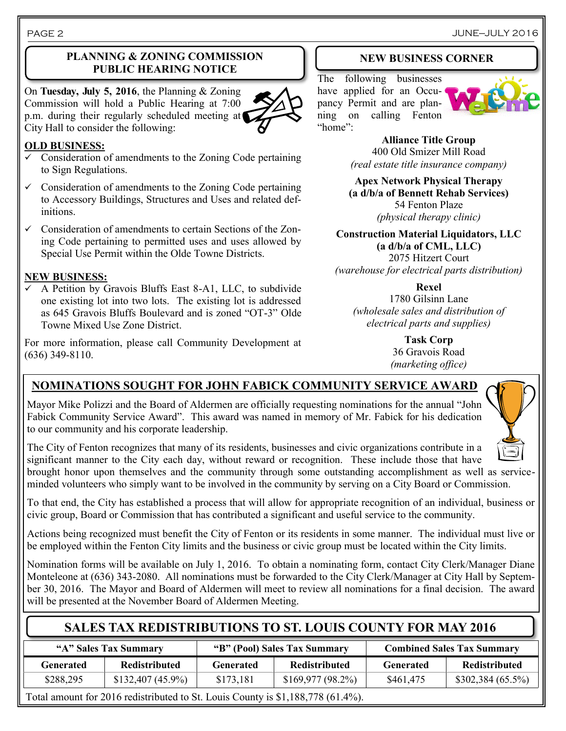## PLANNING & ZONING COMMISSION PUBLIC HEARING NOTICE

On **Tuesday, July 5, 2016**, the Planning & Zoning Commission will hold a Public Hearing at 7:00 p.m. during their regularly scheduled meeting at City Hall to consider the following:

**OLD BUSINESS:**

- ✓ Consideration of amendments to the Zoning Code pertaining to Sign Regulations.
- ✓ Consideration of amendments to the Zoning Code pertaining to Accessory Buildings, Structures and Uses and related definitions.
- ✓ Consideration of amendments to certain Sections of the Zoning Code pertaining to permitted uses and uses allowed by Special Use Permit within the Olde Towne Districts.

**NEW BUSINESS:**

- ✓ A Petition by Gravois Bluffs East 8-A1, LLC, to subdivide one existing lot into two lots. The existing lot is addressed as 645 Gravois Bluffs Boulevard and is zoned "OT-3" Olde Towne Mixed Use Zone District.

For more information, please call Community Development at (636) 349-8110.

## NEW BUSINESS CORNER

The following businesses have applied for an Occupancy Permit and are planning on calling Fenton "home":

**Alliance Title Group**
400 Old Smizer Mill Road
*(real estate title insurance company)*

**Apex Network Physical Therapy (a d/b/a of Bennett Rehab Services)**
54 Fenton Plaze
*(physical therapy clinic)*

**Construction Material Liquidators, LLC (a d/b/a of CML, LLC)**
2075 Hitzert Court
*(warehouse for electrical parts distribution)*

**Rexel**
1780 Gilsinn Lane
*(wholesale sales and distribution of electrical parts and supplies)*

**Task Corp**
36 Gravois Road
*(marketing office)*

## NOMINATIONS SOUGHT FOR JOHN FABICK COMMUNITY SERVICE AWARD

Mayor Mike Polizzi and the Board of Aldermen are officially requesting nominations for the annual "John Fabick Community Service Award". This award was named in memory of Mr. Fabick for his dedication to our community and his corporate leadership.

The City of Fenton recognizes that many of its residents, businesses and civic organizations contribute in a significant manner to the City each day, without reward or recognition. These include those that have brought honor upon themselves and the community through some outstanding accomplishment as well as service-minded volunteers who simply want to be involved in the community by serving on a City Board or Commission.

To that end, the City has established a process that will allow for appropriate recognition of an individual, business or civic group, Board or Commission that has contributed a significant and useful service to the community.

Actions being recognized must benefit the City of Fenton or its residents in some manner. The individual must live or be employed within the Fenton City limits and the business or civic group must be located within the City limits.

Nomination forms will be available on July 1, 2016. To obtain a nominating form, contact City Clerk/Manager Diane Monteleone at (636) 343-2080. All nominations must be forwarded to the City Clerk/Manager at City Hall by September 30, 2016. The Mayor and Board of Aldermen will meet to review all nominations for a final decision. The award will be presented at the November Board of Aldermen Meeting.

## SALES TAX REDISTRIBUTIONS TO ST. LOUIS COUNTY FOR MAY 2016

| "A" Sales Tax Summary | | "B" (Pool) Sales Tax Summary | | Combined Sales Tax Summary | |
|---|---|---|---|---|---|
| **Generated** | **Redistributed** | **Generated** | **Redistributed** | **Generated** | **Redistributed** |
| $288,295 | $132,407 (45.9%) | $173,181 | $169,977 (98.2%) | $461,475 | $302,384 (65.5%) |

Total amount for 2016 redistributed to St. Louis County is $1,188,778 (61.4%).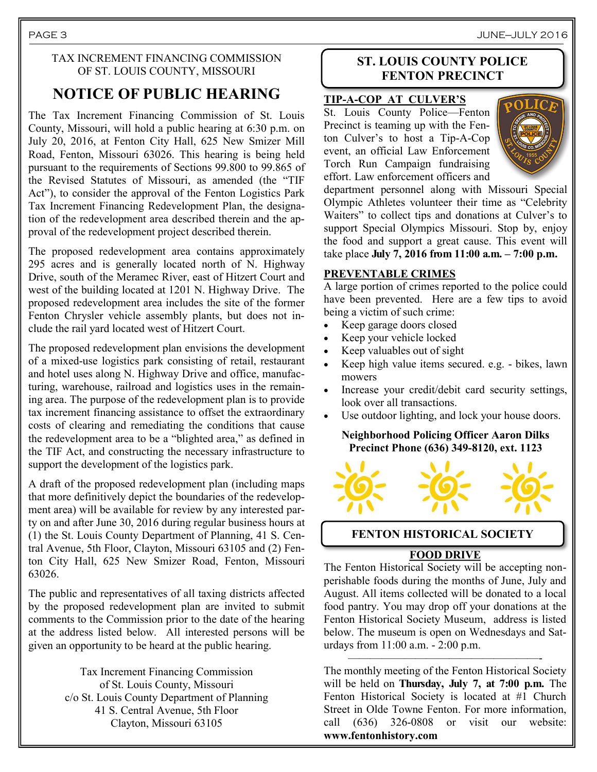TAX INCREMENT FINANCING COMMISSION
OF ST. LOUIS COUNTY, MISSOURI

# NOTICE OF PUBLIC HEARING

The Tax Increment Financing Commission of St. Louis County, Missouri, will hold a public hearing at 6:30 p.m. on July 20, 2016, at Fenton City Hall, 625 New Smizer Mill Road, Fenton, Missouri 63026. This hearing is being held pursuant to the requirements of Sections 99.800 to 99.865 of the Revised Statutes of Missouri, as amended (the "TIF Act"), to consider the approval of the Fenton Logistics Park Tax Increment Financing Redevelopment Plan, the designation of the redevelopment area described therein and the approval of the redevelopment project described therein.

The proposed redevelopment area contains approximately 295 acres and is generally located north of N. Highway Drive, south of the Meramec River, east of Hitzert Court and west of the building located at 1201 N. Highway Drive. The proposed redevelopment area includes the site of the former Fenton Chrysler vehicle assembly plants, but does not include the rail yard located west of Hitzert Court.

The proposed redevelopment plan envisions the development of a mixed-use logistics park consisting of retail, restaurant and hotel uses along N. Highway Drive and office, manufacturing, warehouse, railroad and logistics uses in the remaining area. The purpose of the redevelopment plan is to provide tax increment financing assistance to offset the extraordinary costs of clearing and remediating the conditions that cause the redevelopment area to be a "blighted area," as defined in the TIF Act, and constructing the necessary infrastructure to support the development of the logistics park.

A draft of the proposed redevelopment plan (including maps that more definitively depict the boundaries of the redevelopment area) will be available for review by any interested party on and after June 30, 2016 during regular business hours at (1) the St. Louis County Department of Planning, 41 S. Central Avenue, 5th Floor, Clayton, Missouri 63105 and (2) Fenton City Hall, 625 New Smizer Road, Fenton, Missouri 63026.

The public and representatives of all taxing districts affected by the proposed redevelopment plan are invited to submit comments to the Commission prior to the date of the hearing at the address listed below. All interested persons will be given an opportunity to be heard at the public hearing.

Tax Increment Financing Commission
of St. Louis County, Missouri
c/o St. Louis County Department of Planning
41 S. Central Avenue, 5th Floor
Clayton, Missouri 63105

## ST. LOUIS COUNTY POLICE FENTON PRECINCT

### TIP-A-COP AT CULVER'S

St. Louis County Police—Fenton Precinct is teaming up with the Fenton Culver's to host a Tip-A-Cop event, an official Law Enforcement Torch Run Campaign fundraising effort. Law enforcement officers and department personnel along with Missouri Special Olympic Athletes volunteer their time as "Celebrity Waiters" to collect tips and donations at Culver's to support Special Olympics Missouri. Stop by, enjoy the food and support a great cause. This event will take place **July 7, 2016 from 11:00 a.m. – 7:00 p.m.**

### PREVENTABLE CRIMES

A large portion of crimes reported to the police could have been prevented. Here are a few tips to avoid being a victim of such crime:

- Keep garage doors closed
- Keep your vehicle locked
- Keep valuables out of sight
- Keep high value items secured. e.g. - bikes, lawn mowers
- Increase your credit/debit card security settings, look over all transactions.
- Use outdoor lighting, and lock your house doors.

**Neighborhood Policing Officer Aaron Dilks**
**Precinct Phone (636) 349-8120, ext. 1123**

## FENTON HISTORICAL SOCIETY

### FOOD DRIVE

The Fenton Historical Society will be accepting non-perishable foods during the months of June, July and August. All items collected will be donated to a local food pantry. You may drop off your donations at the Fenton Historical Society Museum, address is listed below. The museum is open on Wednesdays and Saturdays from 11:00 a.m. - 2:00 p.m.

---

The monthly meeting of the Fenton Historical Society will be held on **Thursday, July 7, at 7:00 p.m.** The Fenton Historical Society is located at #1 Church Street in Olde Towne Fenton. For more information, call (636) 326-0808 or visit our website: **www.fentonhistory.com**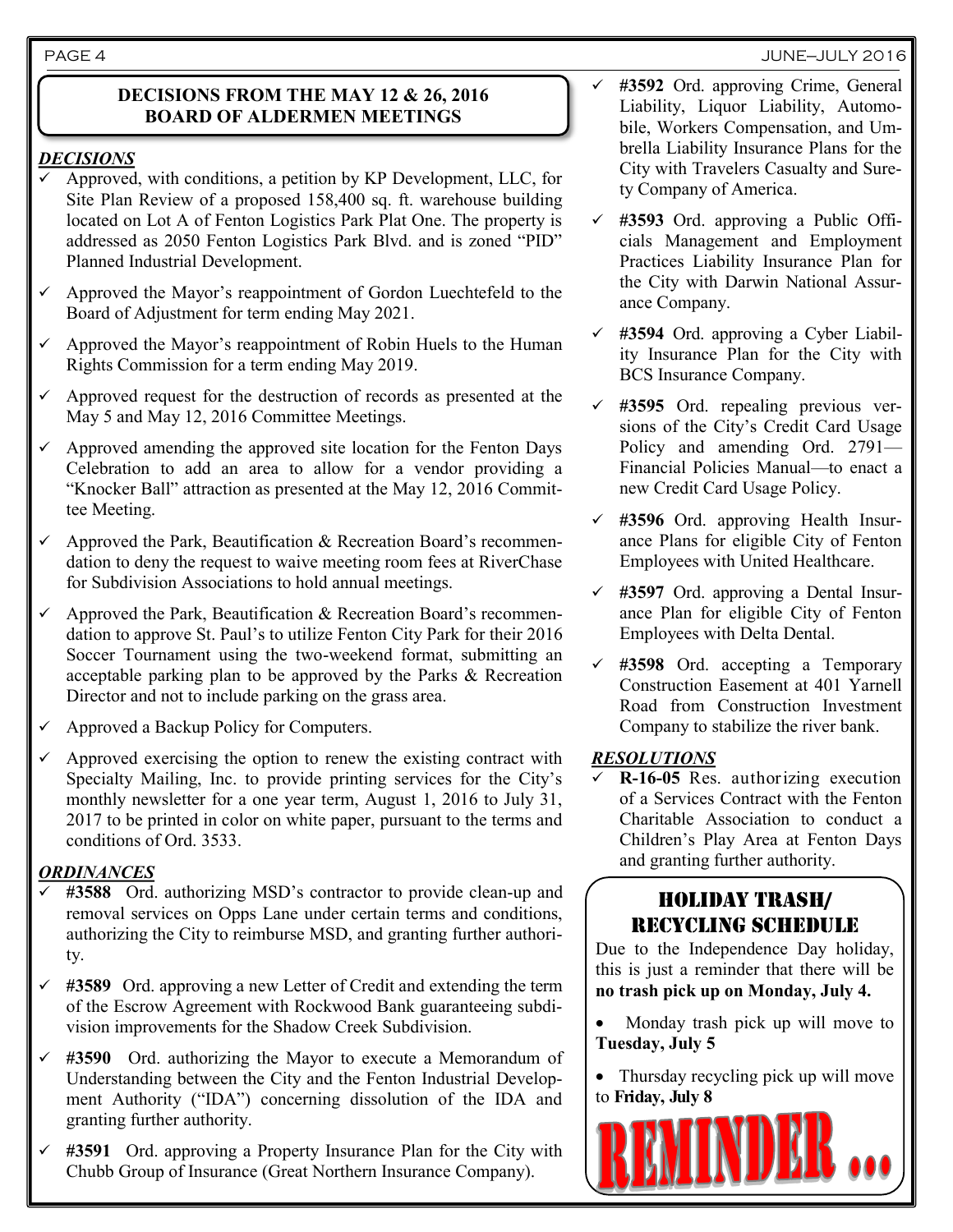## DECISIONS FROM THE MAY 12 & 26, 2016 BOARD OF ALDERMEN MEETINGS

### *DECISIONS*

- ✓ Approved, with conditions, a petition by KP Development, LLC, for Site Plan Review of a proposed 158,400 sq. ft. warehouse building located on Lot A of Fenton Logistics Park Plat One. The property is addressed as 2050 Fenton Logistics Park Blvd. and is zoned "PID" Planned Industrial Development.
- ✓ Approved the Mayor's reappointment of Gordon Luechtefeld to the Board of Adjustment for term ending May 2021.
- ✓ Approved the Mayor's reappointment of Robin Huels to the Human Rights Commission for a term ending May 2019.
- ✓ Approved request for the destruction of records as presented at the May 5 and May 12, 2016 Committee Meetings.
- ✓ Approved amending the approved site location for the Fenton Days Celebration to add an area to allow for a vendor providing a "Knocker Ball" attraction as presented at the May 12, 2016 Committee Meeting.
- ✓ Approved the Park, Beautification & Recreation Board's recommendation to deny the request to waive meeting room fees at RiverChase for Subdivision Associations to hold annual meetings.
- ✓ Approved the Park, Beautification & Recreation Board's recommendation to approve St. Paul's to utilize Fenton City Park for their 2016 Soccer Tournament using the two-weekend format, submitting an acceptable parking plan to be approved by the Parks & Recreation Director and not to include parking on the grass area.
- ✓ Approved a Backup Policy for Computers.
- ✓ Approved exercising the option to renew the existing contract with Specialty Mailing, Inc. to provide printing services for the City's monthly newsletter for a one year term, August 1, 2016 to July 31, 2017 to be printed in color on white paper, pursuant to the terms and conditions of Ord. 3533.

### *ORDINANCES*

- ✓ **#3588** Ord. authorizing MSD's contractor to provide clean-up and removal services on Opps Lane under certain terms and conditions, authorizing the City to reimburse MSD, and granting further authority.
- ✓ **#3589** Ord. approving a new Letter of Credit and extending the term of the Escrow Agreement with Rockwood Bank guaranteeing subdivision improvements for the Shadow Creek Subdivision.
- ✓ **#3590** Ord. authorizing the Mayor to execute a Memorandum of Understanding between the City and the Fenton Industrial Development Authority ("IDA") concerning dissolution of the IDA and granting further authority.
- ✓ **#3591** Ord. approving a Property Insurance Plan for the City with Chubb Group of Insurance (Great Northern Insurance Company).
- ✓ **#3592** Ord. approving Crime, General Liability, Liquor Liability, Automobile, Workers Compensation, and Umbrella Liability Insurance Plans for the City with Travelers Casualty and Surety Company of America.
- ✓ **#3593** Ord. approving a Public Officials Management and Employment Practices Liability Insurance Plan for the City with Darwin National Assurance Company.
- ✓ **#3594** Ord. approving a Cyber Liability Insurance Plan for the City with BCS Insurance Company.
- ✓ **#3595** Ord. repealing previous versions of the City's Credit Card Usage Policy and amending Ord. 2791—Financial Policies Manual—to enact a new Credit Card Usage Policy.
- ✓ **#3596** Ord. approving Health Insurance Plans for eligible City of Fenton Employees with United Healthcare.
- ✓ **#3597** Ord. approving a Dental Insurance Plan for eligible City of Fenton Employees with Delta Dental.
- ✓ **#3598** Ord. accepting a Temporary Construction Easement at 401 Yarnell Road from Construction Investment Company to stabilize the river bank.

### *RESOLUTIONS*

- ✓ **R-16-05** Res. authorizing execution of a Services Contract with the Fenton Charitable Association to conduct a Children's Play Area at Fenton Days and granting further authority.

## HOLIDAY TRASH/ RECYCLING SCHEDULE

Due to the Independence Day holiday, this is just a reminder that there will be **no trash pick up on Monday, July 4.**

- Monday trash pick up will move to **Tuesday, July 5**
- Thursday recycling pick up will move to **Friday, July 8**

REMINDER ...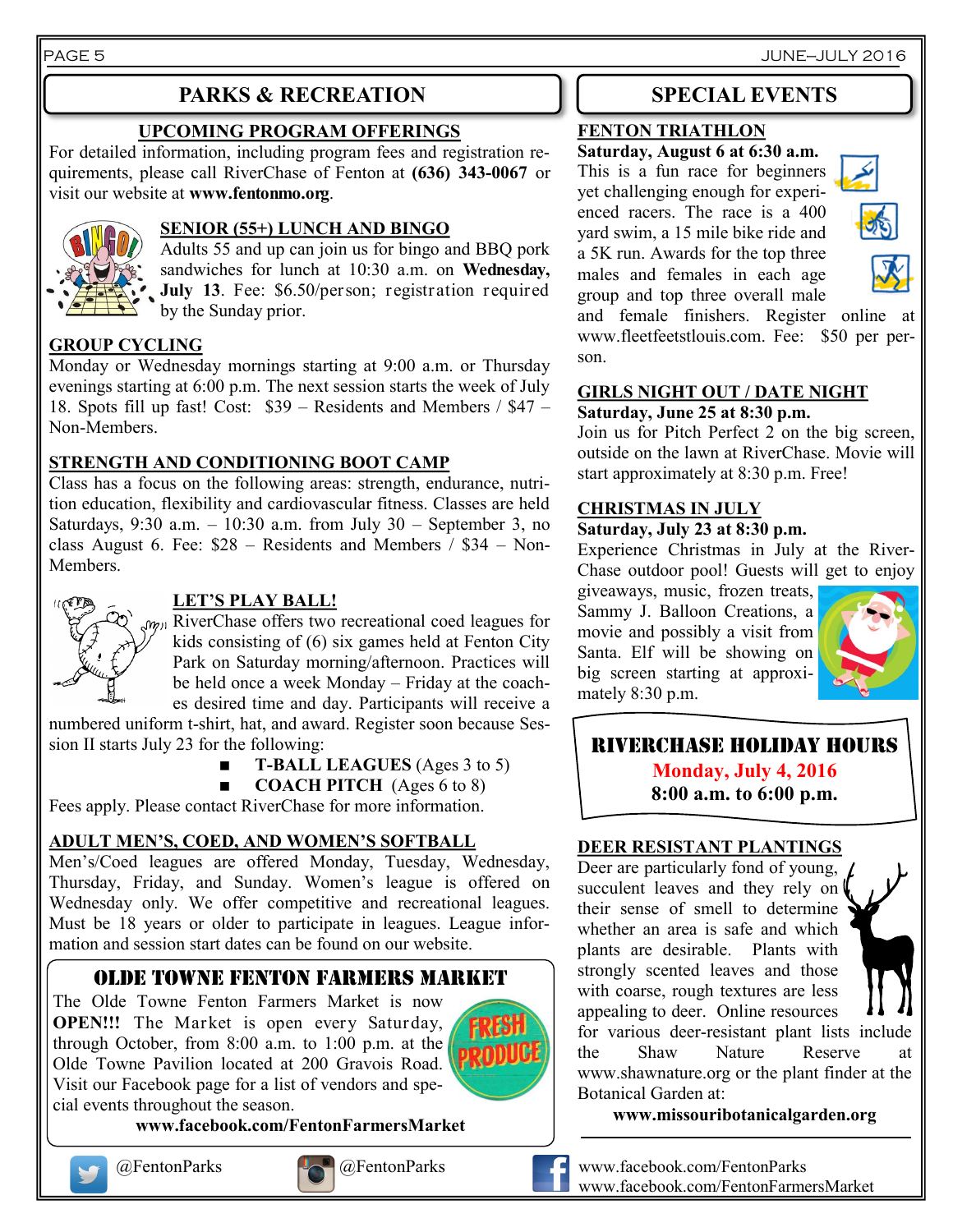## PARKS & RECREATION

### UPCOMING PROGRAM OFFERINGS

For detailed information, including program fees and registration requirements, please call RiverChase of Fenton at **(636) 343-0067** or visit our website at **www.fentonmo.org**.

### SENIOR (55+) LUNCH AND BINGO

Adults 55 and up can join us for bingo and BBQ pork sandwiches for lunch at 10:30 a.m. on **Wednesday, July 13**. Fee: $6.50/person; registration required by the Sunday prior.

### GROUP CYCLING

Monday or Wednesday mornings starting at 9:00 a.m. or Thursday evenings starting at 6:00 p.m. The next session starts the week of July 18. Spots fill up fast! Cost: $39 – Residents and Members / $47 – Non-Members.

### STRENGTH AND CONDITIONING BOOT CAMP

Class has a focus on the following areas: strength, endurance, nutrition education, flexibility and cardiovascular fitness. Classes are held Saturdays, 9:30 a.m. – 10:30 a.m. from July 30 – September 3, no class August 6. Fee: $28 – Residents and Members / $34 – Non-Members.

### LET'S PLAY BALL!

RiverChase offers two recreational coed leagues for kids consisting of (6) six games held at Fenton City Park on Saturday morning/afternoon. Practices will be held once a week Monday – Friday at the coaches desired time and day. Participants will receive a numbered uniform t-shirt, hat, and award. Register soon because Session II starts July 23 for the following:

- **T-BALL LEAGUES** (Ages 3 to 5)
- **COACH PITCH** (Ages 6 to 8)

Fees apply. Please contact RiverChase for more information.

### ADULT MEN'S, COED, AND WOMEN'S SOFTBALL

Men's/Coed leagues are offered Monday, Tuesday, Wednesday, Thursday, Friday, and Sunday. Women's league is offered on Wednesday only. We offer competitive and recreational leagues. Must be 18 years or older to participate in leagues. League information and session start dates can be found on our website.

### OLDE TOWNE FENTON FARMERS MARKET

The Olde Towne Fenton Farmers Market is now **OPEN!!!** The Market is open every Saturday, through October, from 8:00 a.m. to 1:00 p.m. at the Olde Towne Pavilion located at 200 Gravois Road. Visit our Facebook page for a list of vendors and special events throughout the season.

**www.facebook.com/FentonFarmersMarket**

## SPECIAL EVENTS

### FENTON TRIATHLON

**Saturday, August 6 at 6:30 a.m.**

This is a fun race for beginners yet challenging enough for experienced racers. The race is a 400 yard swim, a 15 mile bike ride and a 5K run. Awards for the top three males and females in each age group and top three overall male and female finishers. Register online at www.fleetfeetstlouis.com. Fee: $50 per person.

### GIRLS NIGHT OUT / DATE NIGHT

**Saturday, June 25 at 8:30 p.m.**

Join us for Pitch Perfect 2 on the big screen, outside on the lawn at RiverChase. Movie will start approximately at 8:30 p.m. Free!

### CHRISTMAS IN JULY

**Saturday, July 23 at 8:30 p.m.**

Experience Christmas in July at the RiverChase outdoor pool! Guests will get to enjoy giveaways, music, frozen treats, Sammy J. Balloon Creations, a movie and possibly a visit from Santa. Elf will be showing on big screen starting at approximately 8:30 p.m.

### RIVERCHASE HOLIDAY HOURS

**Monday, July 4, 2016**

**8:00 a.m. to 6:00 p.m.**

### DEER RESISTANT PLANTINGS

Deer are particularly fond of young, succulent leaves and they rely on their sense of smell to determine whether an area is safe and which plants are desirable. Plants with strongly scented leaves and those with coarse, rough textures are less appealing to deer. Online resources for various deer-resistant plant lists include the Shaw Nature Reserve at www.shawnature.org or the plant finder at the Botanical Garden at:

**www.missouribotanicalgarden.org**

@FentonParks (Twitter) @FentonParks (Instagram)

www.facebook.com/FentonParks
www.facebook.com/FentonFarmersMarket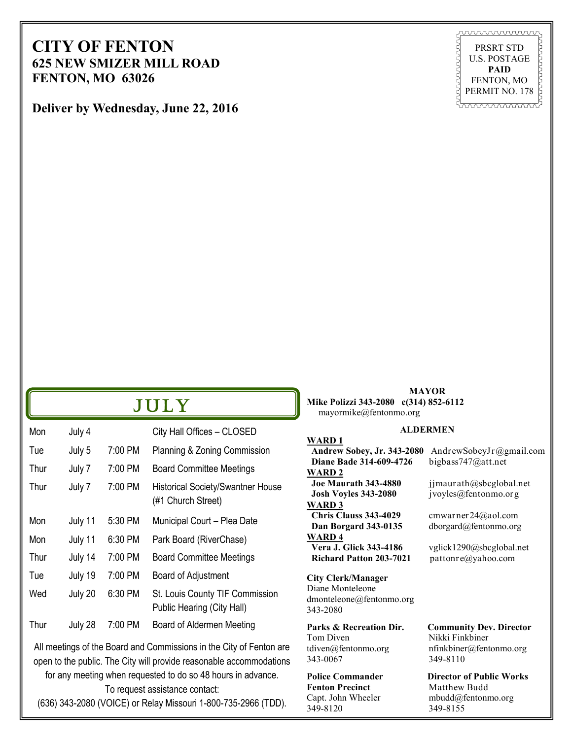# CITY OF FENTON
## 625 NEW SMIZER MILL ROAD
## FENTON, MO 63026

**Deliver by Wednesday, June 22, 2016**

PRSRT STD
U.S. POSTAGE
**PAID**
FENTON, MO
PERMIT NO. 178

## JULY

| | | | |
|---|---|---|---|
| Mon | July 4 | | City Hall Offices – CLOSED |
| Tue | July 5 | 7:00 PM | Planning & Zoning Commission |
| Thur | July 7 | 7:00 PM | Board Committee Meetings |
| Thur | July 7 | 7:00 PM | Historical Society/Swantner House (#1 Church Street) |
| Mon | July 11 | 5:30 PM | Municipal Court – Plea Date |
| Mon | July 11 | 6:30 PM | Park Board (RiverChase) |
| Thur | July 14 | 7:00 PM | Board Committee Meetings |
| Tue | July 19 | 7:00 PM | Board of Adjustment |
| Wed | July 20 | 6:30 PM | St. Louis County TIF Commission Public Hearing (City Hall) |
| Thur | July 28 | 7:00 PM | Board of Aldermen Meeting |

All meetings of the Board and Commissions in the City of Fenton are open to the public. The City will provide reasonable accommodations for any meeting when requested to do so 48 hours in advance. To request assistance contact:
(636) 343-2080 (VOICE) or Relay Missouri 1-800-735-2966 (TDD).

**MAYOR**
**Mike Polizzi 343-2080 c(314) 852-6112**
mayormike@fentonmo.org

**ALDERMEN**

**WARD 1**
**Andrew Sobey, Jr. 343-2080** AndrewSobeyJr@gmail.com
**Diane Bade 314-609-4726** bigbass747@att.net

**WARD 2**
**Joe Maurath 343-4880** jjmaurath@sbcglobal.net
**Josh Voyles 343-2080** jvoyles@fentonmo.org

**WARD 3**
**Chris Clauss 343-4029** cmwarner24@aol.com
**Dan Borgard 343-0135** dborgard@fentonmo.org

**WARD 4**
**Vera J. Glick 343-4186** vglick1290@sbcglobal.net
**Richard Patton 203-7021** pattonre@yahoo.com

**City Clerk/Manager**
Diane Monteleone
dmonteleone@fentonmo.org
343-2080

**Parks & Recreation Dir.**
Tom Diven
tdiven@fentonmo.org
343-0067

**Community Dev. Director**
Nikki Finkbiner
nfinkbiner@fentonmo.org
349-8110

**Police Commander**
**Fenton Precinct**
Capt. John Wheeler
349-8120

**Director of Public Works**
Matthew Budd
mbudd@fentonmo.org
349-8155